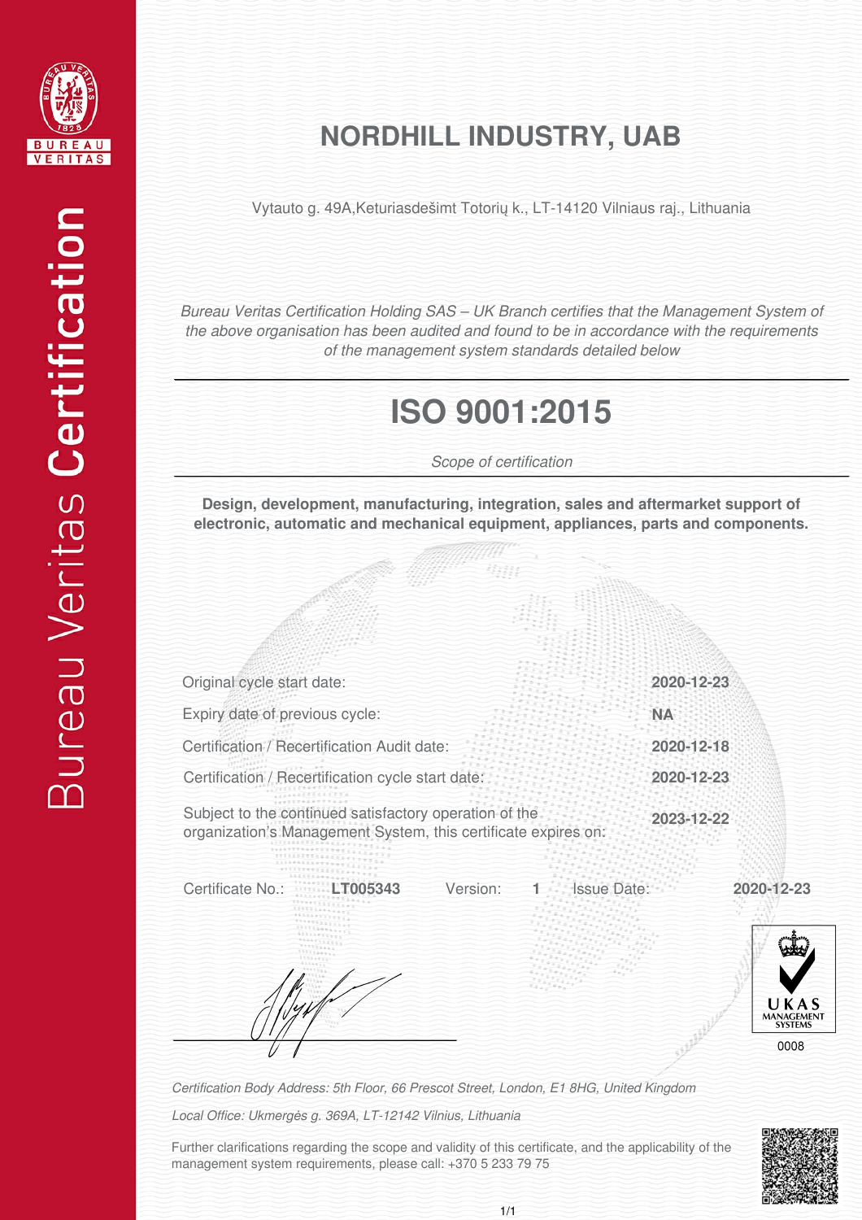Bureau Veritas **Certification**

BUREAU VERITAS 1828

# NORDHILL INDUSTRY, UAB

Vytauto g. 49A,Keturiasdešimt Totorių k., LT-14120 Vilniaus raj., Lithuania

*Bureau Veritas Certification Holding SAS – UK Branch certifies that the Management System of the above organisation has been audited and found to be in accordance with the requirements of the management system standards detailed below*

# ISO 9001:2015

*Scope of certification*

**Design, development, manufacturing, integration, sales and aftermarket support of electronic, automatic and mechanical equipment, appliances, parts and components.**

| | |
|---|---|
| Original cycle start date: | **2020-12-23** |
| Expiry date of previous cycle: | **NA** |
| Certification / Recertification Audit date: | **2020-12-18** |
| Certification / Recertification cycle start date: | **2020-12-23** |
| Subject to the continued satisfactory operation of the organization's Management System, this certificate expires on: | **2023-12-22** |

Certificate No.: **LT005343** Version: **1** Issue Date: **2020-12-23**

UKAS MANAGEMENT SYSTEMS 0008

*Certification Body Address: 5th Floor, 66 Prescot Street, London, E1 8HG, United Kingdom*

*Local Office: Ukmergės g. 369A, LT-12142 Vilnius, Lithuania*

Further clarifications regarding the scope and validity of this certificate, and the applicability of the management system requirements, please call: +370 5 233 79 75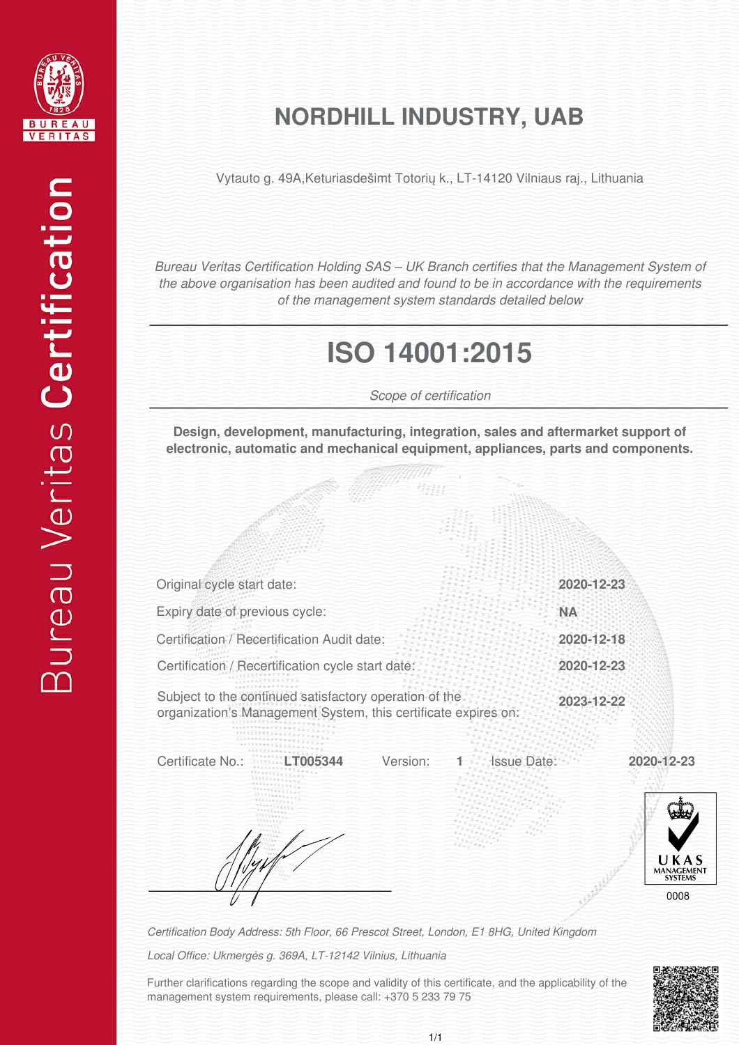Bureau Veritas **Certification**

# NORDHILL INDUSTRY, UAB

Vytauto g. 49A,Keturiasdešimt Totorių k., LT-14120 Vilniaus raj., Lithuania

*Bureau Veritas Certification Holding SAS – UK Branch certifies that the Management System of the above organisation has been audited and found to be in accordance with the requirements of the management system standards detailed below*

## ISO 14001:2015

*Scope of certification*

**Design, development, manufacturing, integration, sales and aftermarket support of electronic, automatic and mechanical equipment, appliances, parts and components.**

| | |
|---|---|
| Original cycle start date: | **2020-12-23** |
| Expiry date of previous cycle: | **NA** |
| Certification / Recertification Audit date: | **2020-12-18** |
| Certification / Recertification cycle start date: | **2020-12-23** |
| Subject to the continued satisfactory operation of the organization's Management System, this certificate expires on: | **2023-12-22** |

Certificate No.: **LT005344** Version: **1** Issue Date: **2020-12-23**

UKAS MANAGEMENT SYSTEMS
0008

*Certification Body Address: 5th Floor, 66 Prescot Street, London, E1 8HG, United Kingdom*

*Local Office: Ukmergės g. 369A, LT-12142 Vilnius, Lithuania*

Further clarifications regarding the scope and validity of this certificate, and the applicability of the management system requirements, please call: +370 5 233 79 75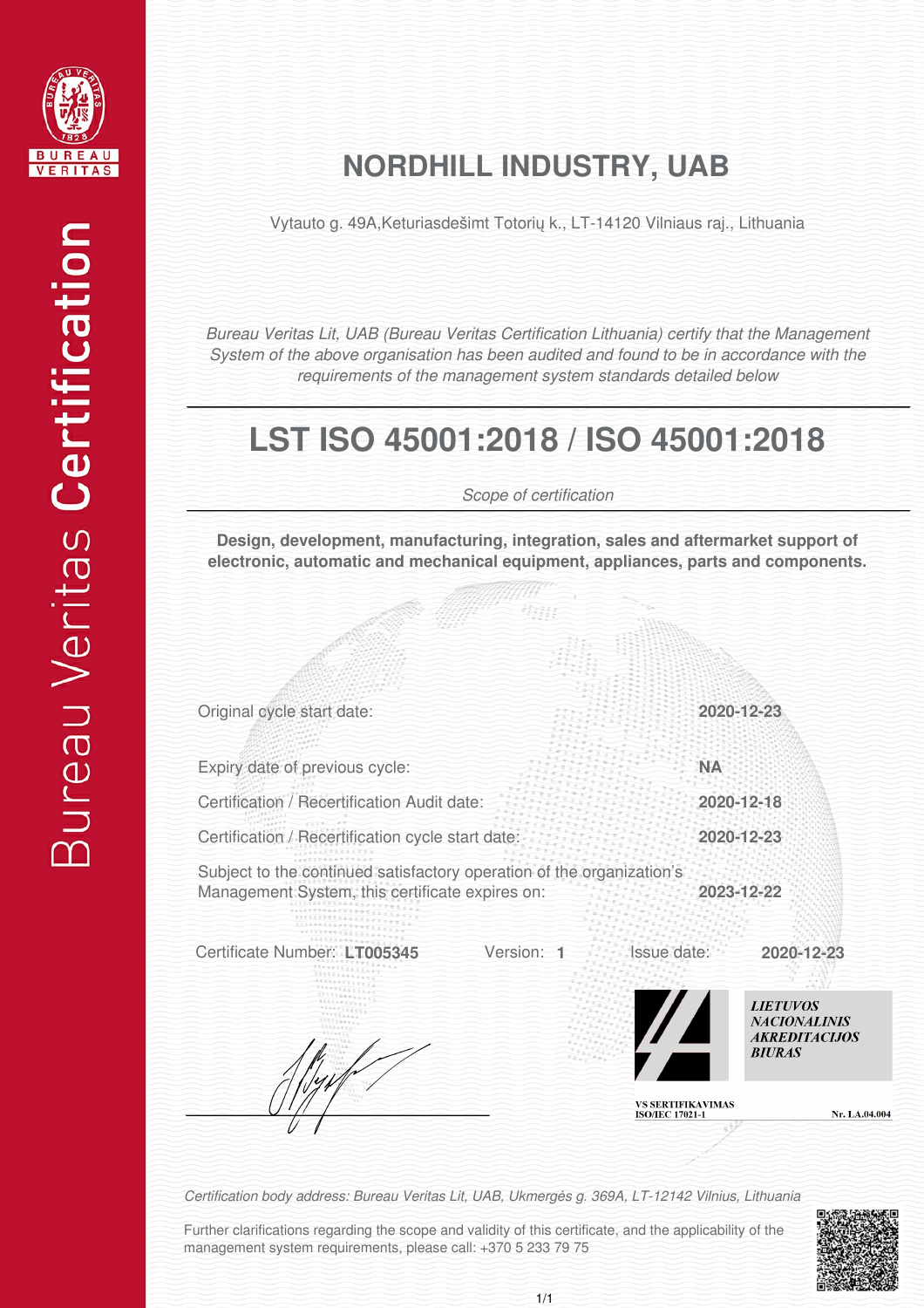Bureau Veritas Certification

BUREAU VERITAS

# NORDHILL INDUSTRY, UAB

Vytauto g. 49A,Keturiasdešimt Totorių k., LT-14120 Vilniaus raj., Lithuania

*Bureau Veritas Lit, UAB (Bureau Veritas Certification Lithuania) certify that the Management System of the above organisation has been audited and found to be in accordance with the requirements of the management system standards detailed below*

## LST ISO 45001:2018 / ISO 45001:2018

*Scope of certification*

**Design, development, manufacturing, integration, sales and aftermarket support of electronic, automatic and mechanical equipment, appliances, parts and components.**

| | |
|---|---|
| Original cycle start date: | **2020-12-23** |
| Expiry date of previous cycle: | **NA** |
| Certification / Recertification Audit date: | **2020-12-18** |
| Certification / Recertification cycle start date: | **2020-12-23** |
| Subject to the continued satisfactory operation of the organization's Management System, this certificate expires on: | **2023-12-22** |

Certificate Number: **LT005345** Version: **1** Issue date: **2020-12-23**

LIETUVOS NACIONALINIS AKREDITACIJOS BIURAS

VS SERTIFIKAVIMAS ISO/IEC 17021-1 Nr. LA.04.004

*Certification body address: Bureau Veritas Lit, UAB, Ukmergės g. 369A, LT-12142 Vilnius, Lithuania*

Further clarifications regarding the scope and validity of this certificate, and the applicability of the management system requirements, please call: +370 5 233 79 75